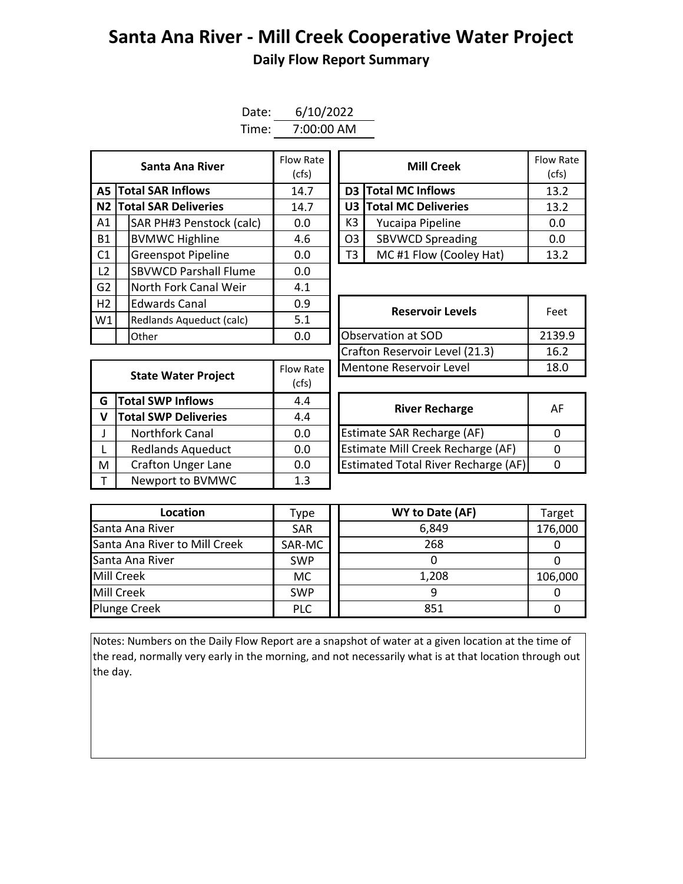# Santa Ana River - Mill Creek Cooperative Water Project

## Daily Flow Report Summary

Date: 6/10/2022

Time: 7:00:00 AM

| | Santa Ana River | Flow Rate (cfs) |
|---|---|---|
| **A5** | **Total SAR Inflows** | 14.7 |
| **N2** | **Total SAR Deliveries** | 14.7 |
| A1 | SAR PH#3 Penstock (calc) | 0.0 |
| B1 | BVMWC Highline | 4.6 |
| C1 | Greenspot Pipeline | 0.0 |
| L2 | SBVWCD Parshall Flume | 0.0 |
| G2 | North Fork Canal Weir | 4.1 |
| H2 | Edwards Canal | 0.9 |
| W1 | Redlands Aqueduct (calc) | 5.1 |
| | Other | 0.0 |

| | Mill Creek | Flow Rate (cfs) |
|---|---|---|
| **D3** | **Total MC Inflows** | 13.2 |
| **U3** | **Total MC Deliveries** | 13.2 |
| K3 | Yucaipa Pipeline | 0.0 |
| O3 | SBVWCD Spreading | 0.0 |
| T3 | MC #1 Flow (Cooley Hat) | 13.2 |

| Reservoir Levels | Feet |
|---|---|
| Observation at SOD | 2139.9 |
| Crafton Reservoir Level (21.3) | 16.2 |
| Mentone Reservoir Level | 18.0 |

| | State Water Project | Flow Rate (cfs) |
|---|---|---|
| **G** | **Total SWP Inflows** | 4.4 |
| **V** | **Total SWP Deliveries** | 4.4 |
| J | Northfork Canal | 0.0 |
| L | Redlands Aqueduct | 0.0 |
| M | Crafton Unger Lane | 0.0 |
| T | Newport to BVMWC | 1.3 |

| River Recharge | AF |
|---|---|
| Estimate SAR Recharge (AF) | 0 |
| Estimate Mill Creek Recharge (AF) | 0 |
| Estimated Total River Recharge (AF) | 0 |

| Location | Type | WY to Date (AF) | Target |
|---|---|---|---|
| Santa Ana River | SAR | 6,849 | 176,000 |
| Santa Ana River to Mill Creek | SAR-MC | 268 | 0 |
| Santa Ana River | SWP | 0 | 0 |
| Mill Creek | MC | 1,208 | 106,000 |
| Mill Creek | SWP | 9 | 0 |
| Plunge Creek | PLC | 851 | 0 |

Notes: Numbers on the Daily Flow Report are a snapshot of water at a given location at the time of the read, normally very early in the morning, and not necessarily what is at that location through out the day.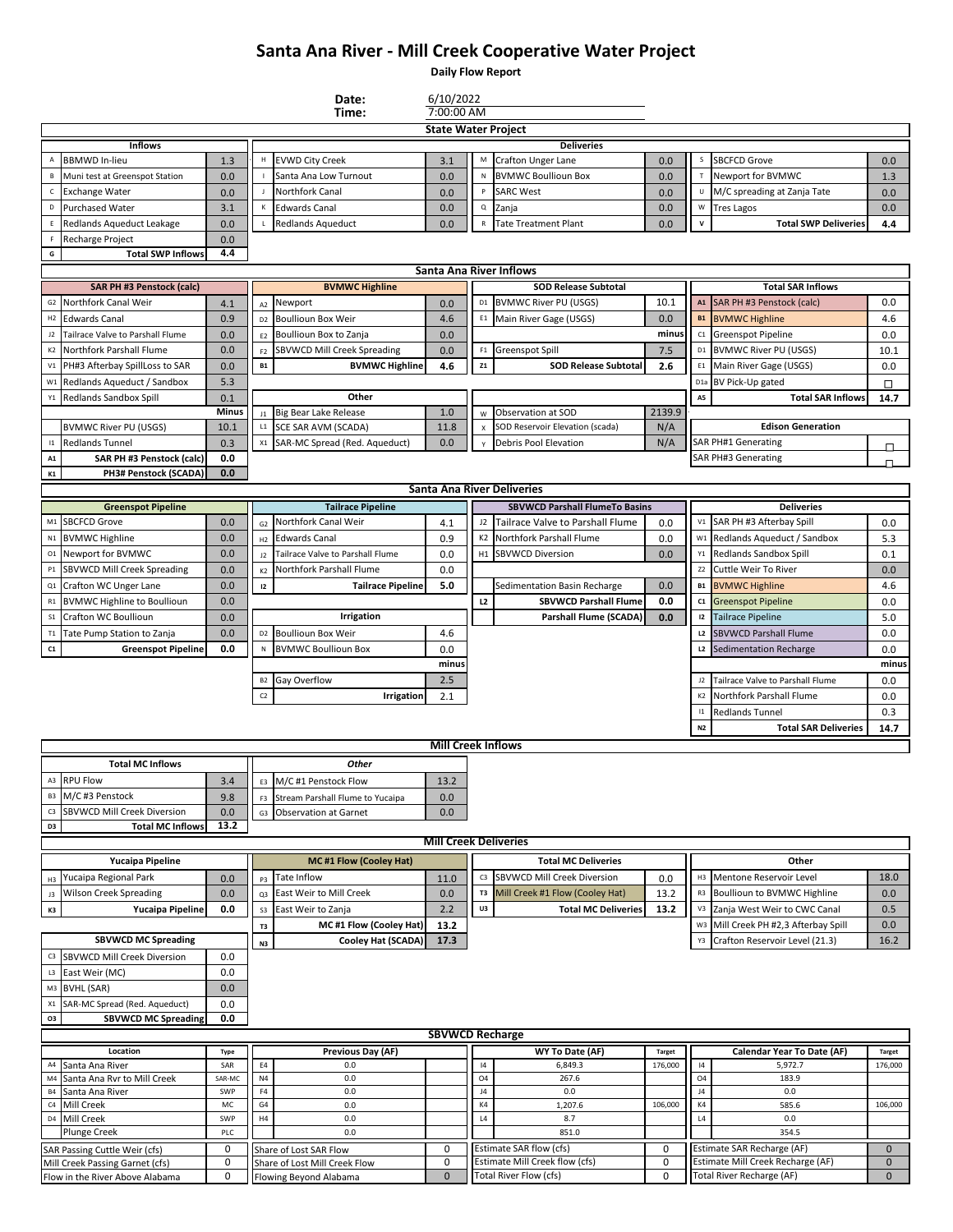# Santa Ana River - Mill Creek Cooperative Water Project

**Daily Flow Report**

**Date:** 6/10/2022
**Time:** 7:00:00 AM

## State Water Project

| Inflows | | | Deliveries | | | | | | | | |
|---|---|---|---|---|---|---|---|---|---|---|---|
| A | BBMWD In-lieu | 1.3 | H | EVWD City Creek | 3.1 | M | Crafton Unger Lane | 0.0 | S | SBCFCD Grove | 0.0 |
| B | Muni test at Greenspot Station | 0.0 | I | Santa Ana Low Turnout | 0.0 | N | BVMWC Boullioun Box | 0.0 | T | Newport for BVMWC | 1.3 |
| C | Exchange Water | 0.0 | J | Northfork Canal | 0.0 | P | SARC West | 0.0 | U | M/C spreading at Zanja Tate | 0.0 |
| D | Purchased Water | 3.1 | K | Edwards Canal | 0.0 | Q | Zanja | 0.0 | W | Tres Lagos | 0.0 |
| E | Redlands Aqueduct Leakage | 0.0 | L | Redlands Aqueduct | 0.0 | R | Tate Treatment Plant | 0.0 | V | **Total SWP Deliveries** | **4.4** |
| F | Recharge Project | 0.0 | | | | | | | | | |
| G | **Total SWP Inflows** | **4.4** | | | | | | | | | |

## Santa Ana River Inflows

| SAR PH #3 Penstock (calc) | | | BVMWC Highline | | | SOD Release Subtotal | | | Total SAR Inflows | | |
|---|---|---|---|---|---|---|---|---|---|---|---|
| G2 | Northfork Canal Weir | 4.1 | A2 | Newport | 0.0 | D1 | BVMWC River PU (USGS) | 10.1 | A1 | SAR PH #3 Penstock (calc) | 0.0 |
| H2 | Edwards Canal | 0.9 | D2 | Boullioun Box Weir | 4.6 | E1 | Main River Gage (USGS) | 0.0 | B1 | BVMWC Highline | 4.6 |
| J2 | Tailrace Valve to Parshall Flume | 0.0 | E2 | Boullioun Box to Zanja | 0.0 | | | minus | C1 | Greenspot Pipeline | 0.0 |
| K2 | Northfork Parshall Flume | 0.0 | F2 | SBVWCD Mill Creek Spreading | 0.0 | F1 | Greenspot Spill | 7.5 | D1 | BVMWC River PU (USGS) | 10.1 |
| V1 | PH#3 Afterbay SpillLoss to SAR | 0.0 | B1 | **BVMWC Highline** | **4.6** | Z1 | **SOD Release Subtotal** | **2.6** | E1 | Main River Gage (USGS) | 0.0 |
| W1 | Redlands Aqueduct / Sandbox | 5.3 | | | | | | | D1a | BV Pick-Up gated | ☐ |
| Y1 | Redlands Sandbox Spill | 0.1 | | **Other** | | | | | A5 | **Total SAR Inflows** | **14.7** |
| | | **Minus** | J1 | Big Bear Lake Release | 1.0 | W | Observation at SOD | 2139.9 | | | |
| | BVMWC River PU (USGS) | 10.1 | L1 | SCE SAR AVM (SCADA) | 11.8 | X | SOD Reservoir Elevation (scada) | N/A | | **Edison Generation** | |
| I1 | Redlands Tunnel | 0.3 | X1 | SAR-MC Spread (Red. Aqueduct) | 0.0 | Y | Debris Pool Elevation | N/A | | SAR PH#1 Generating | ☐ |
| A1 | **SAR PH #3 Penstock (calc)** | **0.0** | | | | | | | | SAR PH#3 Generating | ☐ |
| K1 | **PH3# Penstock (SCADA)** | **0.0** | | | | | | | | | |

## Santa Ana River Deliveries

| Greenspot Pipeline | | | Tailrace Pipeline | | | SBVWCD Parshall FlumeTo Basins | | | Deliveries | | |
|---|---|---|---|---|---|---|---|---|---|---|---|
| M1 | SBCFCD Grove | 0.0 | G2 | Northfork Canal Weir | 4.1 | J2 | Tailrace Valve to Parshall Flume | 0.0 | V1 | SAR PH #3 Afterbay Spill | 0.0 |
| N1 | BVMWC Highline | 0.0 | H2 | Edwards Canal | 0.9 | K2 | Northfork Parshall Flume | 0.0 | W1 | Redlands Aqueduct / Sandbox | 5.3 |
| O1 | Newport for BVMWC | 0.0 | J2 | Tailrace Valve to Parshall Flume | 0.0 | H1 | SBVWCD Diversion | 0.0 | Y1 | Redlands Sandbox Spill | 0.1 |
| P1 | SBVWCD Mill Creek Spreading | 0.0 | K2 | Northfork Parshall Flume | 0.0 | | | | Z2 | Cuttle Weir To River | 0.0 |
| Q1 | Crafton WC Unger Lane | 0.0 | I2 | **Tailrace Pipeline** | **5.0** | | Sedimentation Basin Recharge | 0.0 | B1 | BVMWC Highline | 4.6 |
| R1 | BVMWC Highline to Boullioun | 0.0 | | | | L2 | **SBVWCD Parshall Flume** | **0.0** | C1 | Greenspot Pipeline | 0.0 |
| S1 | Crafton WC Boullioun | 0.0 | | **Irrigation** | | | **Parshall Flume (SCADA)** | **0.0** | I2 | Tailrace Pipeline | 5.0 |
| T1 | Tate Pump Station to Zanja | 0.0 | D2 | Boullioun Box Weir | 4.6 | | | | L2 | SBVWCD Parshall Flume | 0.0 |
| C1 | **Greenspot Pipeline** | **0.0** | N | BVMWC Boullioun Box | 0.0 | | | | L2 | Sedimentation Recharge | 0.0 |
| | | | | | minus | | | | | | minus |
| | | | B2 | Gay Overflow | 2.5 | | | | J2 | Tailrace Valve to Parshall Flume | 0.0 |
| | | | C2 | **Irrigation** | 2.1 | | | | K2 | Northfork Parshall Flume | 0.0 |
| | | | | | | | | | I1 | Redlands Tunnel | 0.3 |
| | | | | | | | | | N2 | **Total SAR Deliveries** | **14.7** |

## Mill Creek Inflows

| Total MC Inflows | | | *Other* | | |
|---|---|---|---|---|---|
| A3 | RPU Flow | 3.4 | E3 | M/C #1 Penstock Flow | 13.2 |
| B3 | M/C #3 Penstock | 9.8 | F3 | Stream Parshall Flume to Yucaipa | 0.0 |
| C3 | SBVWCD Mill Creek Diversion | 0.0 | G3 | Observation at Garnet | 0.0 |
| D3 | **Total MC Inflows** | **13.2** | | | |

## Mill Creek Deliveries

| Yucaipa Pipeline | | | MC #1 Flow (Cooley Hat) | | | Total MC Deliveries | | | Other | | |
|---|---|---|---|---|---|---|---|---|---|---|---|
| H3 | Yucaipa Regional Park | 0.0 | P3 | Tate Inflow | 11.0 | C3 | SBVWCD Mill Creek Diversion | 0.0 | H3 | Mentone Reservoir Level | 18.0 |
| J3 | Wilson Creek Spreading | 0.0 | Q3 | East Weir to Mill Creek | 0.0 | T3 | Mill Creek #1 Flow (Cooley Hat) | 13.2 | R3 | Boullioun to BVMWC Highline | 0.0 |
| K3 | **Yucaipa Pipeline** | **0.0** | S3 | East Weir to Zanja | 2.2 | U3 | **Total MC Deliveries** | **13.2** | V3 | Zanja West Weir to CWC Canal | 0.5 |
| | | | T3 | **MC #1 Flow (Cooley Hat)** | **13.2** | | | | W3 | Mill Creek PH #2,3 Afterbay Spill | 0.0 |
| | **SBVWCD MC Spreading** | | N3 | **Cooley Hat (SCADA)** | **17.3** | | | | Y3 | Crafton Reservoir Level (21.3) | 16.2 |
| C3 | SBVWCD Mill Creek Diversion | 0.0 | | | | | | | | | |
| L3 | East Weir (MC) | 0.0 | | | | | | | | | |
| M3 | BVHL (SAR) | 0.0 | | | | | | | | | |
| X1 | SAR-MC Spread (Red. Aqueduct) | 0.0 | | | | | | | | | |
| O3 | **SBVWCD MC Spreading** | **0.0** | | | | | | | | | |

## SBVWCD Recharge

| | Location | Type | | Previous Day (AF) | | WY To Date (AF) | Target | | Calendar Year To Date (AF) | Target |
|---|---|---|---|---|---|---|---|---|---|---|
| A4 | Santa Ana River | SAR | E4 | 0.0 | I4 | 6,849.3 | 176,000 | I4 | 5,972.7 | 176,000 |
| M4 | Santa Ana Rvr to Mill Creek | SAR-MC | N4 | 0.0 | O4 | 267.6 | | O4 | 183.9 | |
| B4 | Santa Ana River | SWP | F4 | 0.0 | J4 | 0.0 | | J4 | 0.0 | |
| C4 | Mill Creek | MC | G4 | 0.0 | K4 | 1,207.6 | 106,000 | K4 | 585.6 | 106,000 |
| D4 | Mill Creek | SWP | H4 | 0.0 | L4 | 8.7 | | L4 | 0.0 | |
| | Plunge Creek | PLC | | 0.0 | | 851.0 | | | 354.5 | |

| | | | | | | | |
|---|---|---|---|---|---|---|---|
| SAR Passing Cuttle Weir (cfs) | 0 | Share of Lost SAR Flow | 0 | Estimate SAR flow (cfs) | 0 | Estimate SAR Recharge (AF) | 0 |
| Mill Creek Passing Garnet (cfs) | 0 | Share of Lost Mill Creek Flow | 0 | Estimate Mill Creek flow (cfs) | 0 | Estimate Mill Creek Recharge (AF) | 0 |
| Flow in the River Above Alabama | 0 | Flowing Beyond Alabama | 0 | Total River Flow (cfs) | 0 | Total River Recharge (AF) | 0 |